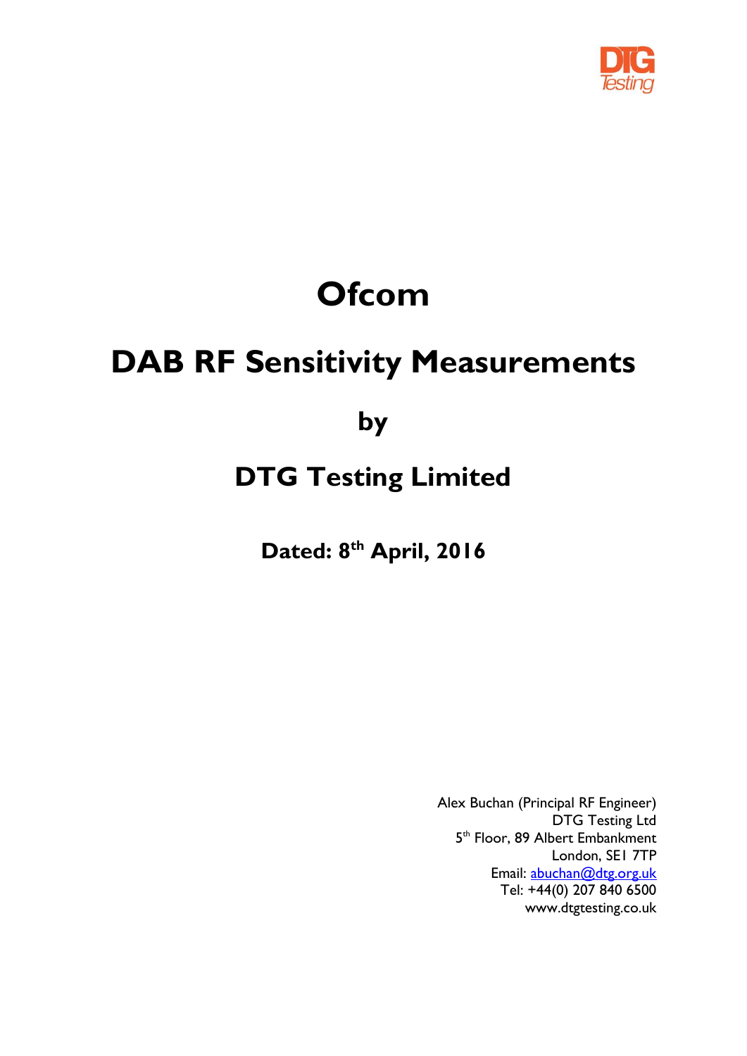# Ofcom

# DAB RF Sensitivity Measurements

## by

## DTG Testing Limited

**Dated: 8th April, 2016**

Alex Buchan (Principal RF Engineer)
DTG Testing Ltd
5th Floor, 89 Albert Embankment
London, SE1 7TP
Email: abuchan@dtg.org.uk
Tel: +44(0) 207 840 6500
www.dtgtesting.co.uk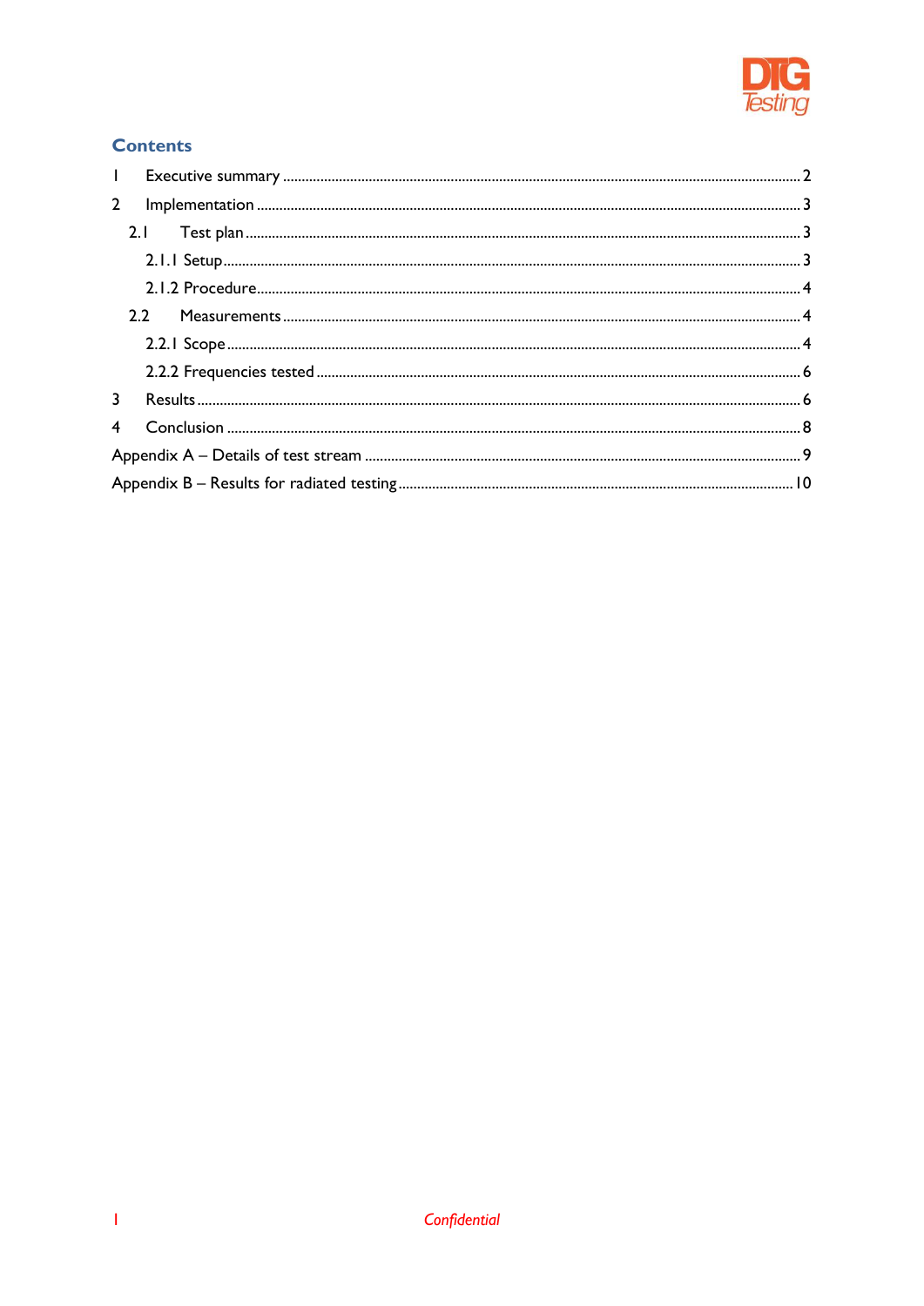## Contents

1 Executive summary ........ 2

2 Implementation ........ 3

- 2.1 Test plan ........ 3
  - 2.1.1 Setup ........ 3
  - 2.1.2 Procedure ........ 4
- 2.2 Measurements ........ 4
  - 2.2.1 Scope ........ 4
  - 2.2.2 Frequencies tested ........ 6

3 Results ........ 6

4 Conclusion ........ 8

Appendix A – Details of test stream ........ 9

Appendix B – Results for radiated testing ........ 10

*Confidential*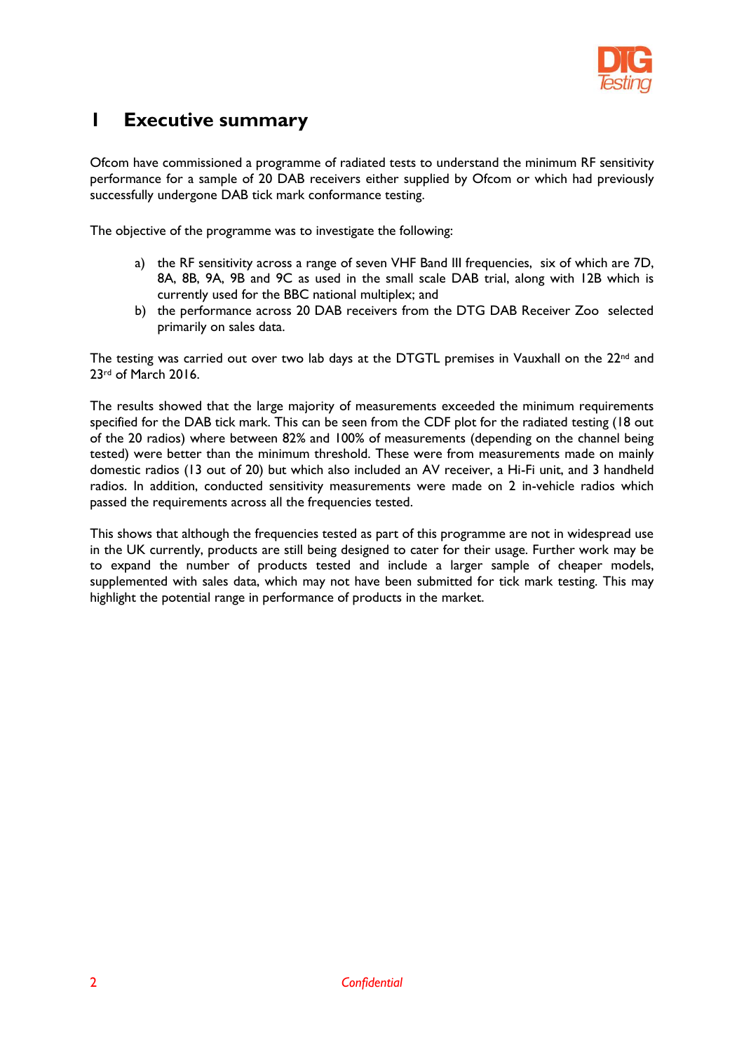# 1 Executive summary

Ofcom have commissioned a programme of radiated tests to understand the minimum RF sensitivity performance for a sample of 20 DAB receivers either supplied by Ofcom or which had previously successfully undergone DAB tick mark conformance testing.

The objective of the programme was to investigate the following:

a) the RF sensitivity across a range of seven VHF Band III frequencies, six of which are 7D, 8A, 8B, 9A, 9B and 9C as used in the small scale DAB trial, along with 12B which is currently used for the BBC national multiplex; and
b) the performance across 20 DAB receivers from the DTG DAB Receiver Zoo selected primarily on sales data.

The testing was carried out over two lab days at the DTGTL premises in Vauxhall on the 22nd and 23rd of March 2016.

The results showed that the large majority of measurements exceeded the minimum requirements specified for the DAB tick mark. This can be seen from the CDF plot for the radiated testing (18 out of the 20 radios) where between 82% and 100% of measurements (depending on the channel being tested) were better than the minimum threshold. These were from measurements made on mainly domestic radios (13 out of 20) but which also included an AV receiver, a Hi-Fi unit, and 3 handheld radios. In addition, conducted sensitivity measurements were made on 2 in-vehicle radios which passed the requirements across all the frequencies tested.

This shows that although the frequencies tested as part of this programme are not in widespread use in the UK currently, products are still being designed to cater for their usage. Further work may be to expand the number of products tested and include a larger sample of cheaper models, supplemented with sales data, which may not have been submitted for tick mark testing. This may highlight the potential range in performance of products in the market.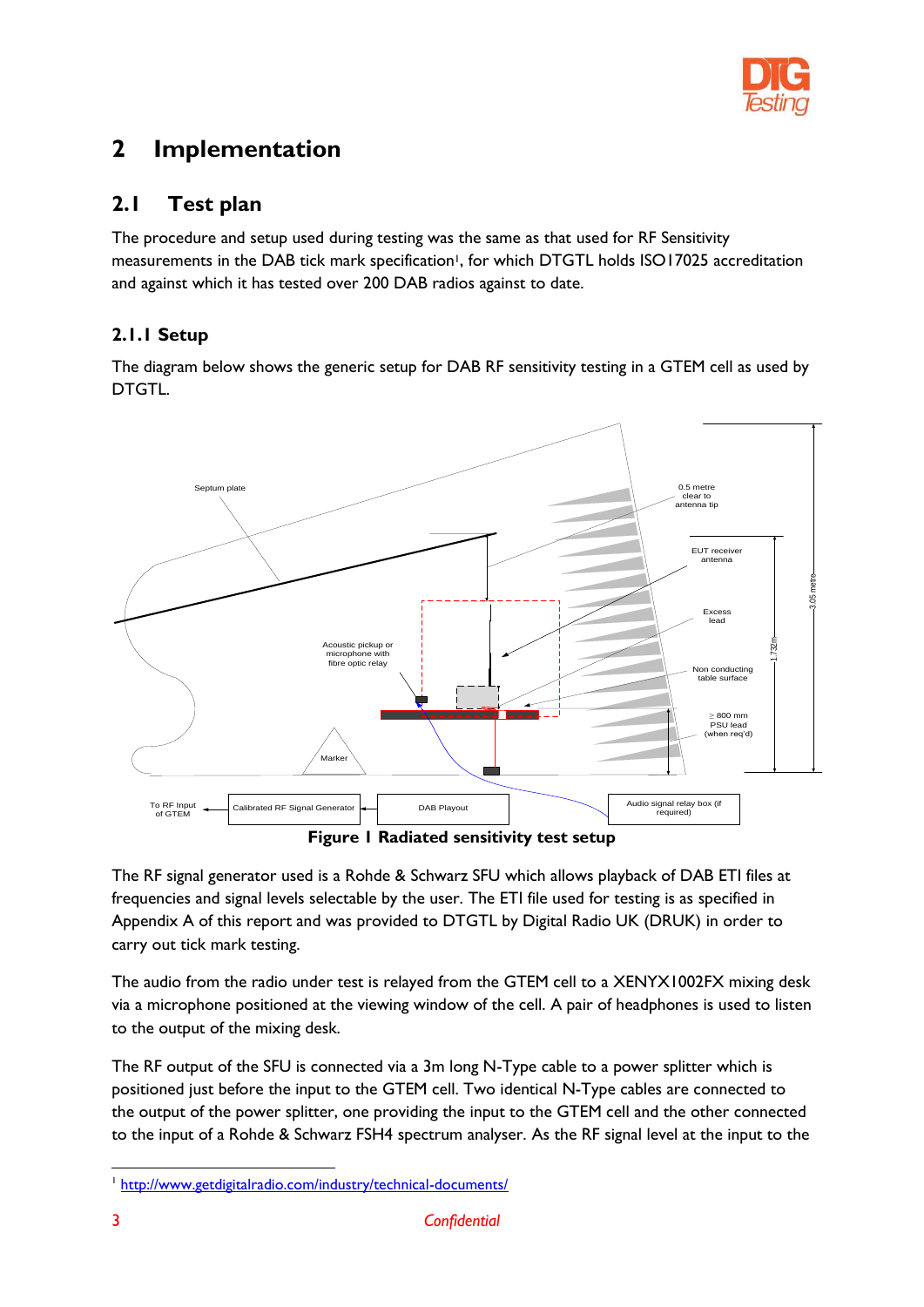# 2 Implementation

## 2.1 Test plan

The procedure and setup used during testing was the same as that used for RF Sensitivity measurements in the DAB tick mark specification[1], for which DTGTL holds ISO17025 accreditation and against which it has tested over 200 DAB radios against to date.

### 2.1.1 Setup

The diagram below shows the generic setup for DAB RF sensitivity testing in a GTEM cell as used by DTGTL.

**Figure 1 Radiated sensitivity test setup**

The RF signal generator used is a Rohde & Schwarz SFU which allows playback of DAB ETI files at frequencies and signal levels selectable by the user. The ETI file used for testing is as specified in Appendix A of this report and was provided to DTGTL by Digital Radio UK (DRUK) in order to carry out tick mark testing.

The audio from the radio under test is relayed from the GTEM cell to a XENYX1002FX mixing desk via a microphone positioned at the viewing window of the cell. A pair of headphones is used to listen to the output of the mixing desk.

The RF output of the SFU is connected via a 3m long N-Type cable to a power splitter which is positioned just before the input to the GTEM cell. Two identical N-Type cables are connected to the output of the power splitter, one providing the input to the GTEM cell and the other connected to the input of a Rohde & Schwarz FSH4 spectrum analyser. As the RF signal level at the input to the

---

[1] http://www.getdigitalradio.com/industry/technical-documents/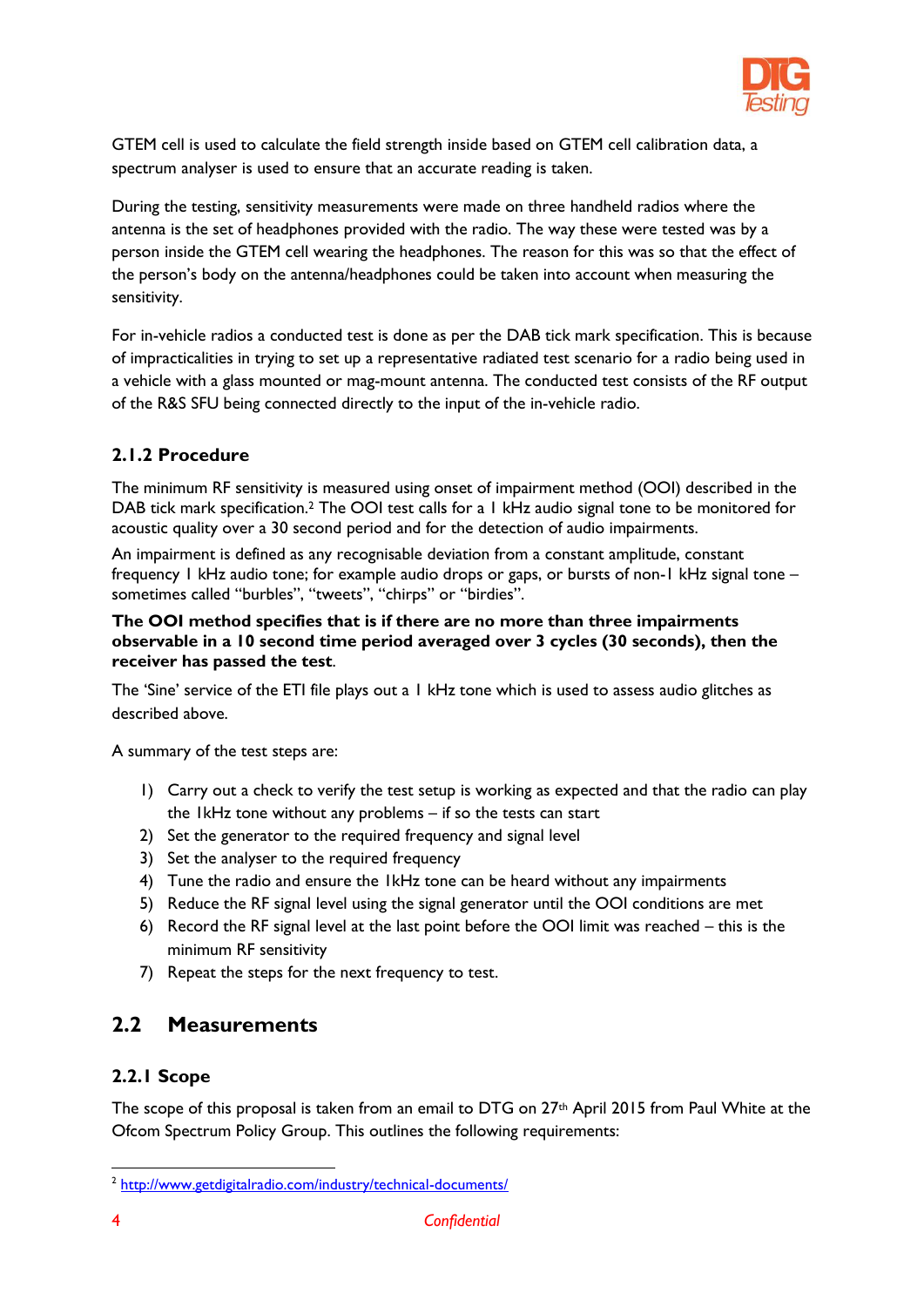GTEM cell is used to calculate the field strength inside based on GTEM cell calibration data, a spectrum analyser is used to ensure that an accurate reading is taken.

During the testing, sensitivity measurements were made on three handheld radios where the antenna is the set of headphones provided with the radio. The way these were tested was by a person inside the GTEM cell wearing the headphones. The reason for this was so that the effect of the person's body on the antenna/headphones could be taken into account when measuring the sensitivity.

For in-vehicle radios a conducted test is done as per the DAB tick mark specification. This is because of impracticalities in trying to set up a representative radiated test scenario for a radio being used in a vehicle with a glass mounted or mag-mount antenna. The conducted test consists of the RF output of the R&S SFU being connected directly to the input of the in-vehicle radio.

### 2.1.2 Procedure

The minimum RF sensitivity is measured using onset of impairment method (OOI) described in the DAB tick mark specification.[2] The OOI test calls for a 1 kHz audio signal tone to be monitored for acoustic quality over a 30 second period and for the detection of audio impairments.

An impairment is defined as any recognisable deviation from a constant amplitude, constant frequency 1 kHz audio tone; for example audio drops or gaps, or bursts of non-1 kHz signal tone – sometimes called "burbles", "tweets", "chirps" or "birdies".

**The OOI method specifies that is if there are no more than three impairments observable in a 10 second time period averaged over 3 cycles (30 seconds), then the receiver has passed the test**.

The 'Sine' service of the ETI file plays out a 1 kHz tone which is used to assess audio glitches as described above.

A summary of the test steps are:

1) Carry out a check to verify the test setup is working as expected and that the radio can play the 1kHz tone without any problems – if so the tests can start
2) Set the generator to the required frequency and signal level
3) Set the analyser to the required frequency
4) Tune the radio and ensure the 1kHz tone can be heard without any impairments
5) Reduce the RF signal level using the signal generator until the OOI conditions are met
6) Record the RF signal level at the last point before the OOI limit was reached – this is the minimum RF sensitivity
7) Repeat the steps for the next frequency to test.

## 2.2 Measurements

### 2.2.1 Scope

The scope of this proposal is taken from an email to DTG on 27th April 2015 from Paul White at the Ofcom Spectrum Policy Group. This outlines the following requirements:

[2] http://www.getdigitalradio.com/industry/technical-documents/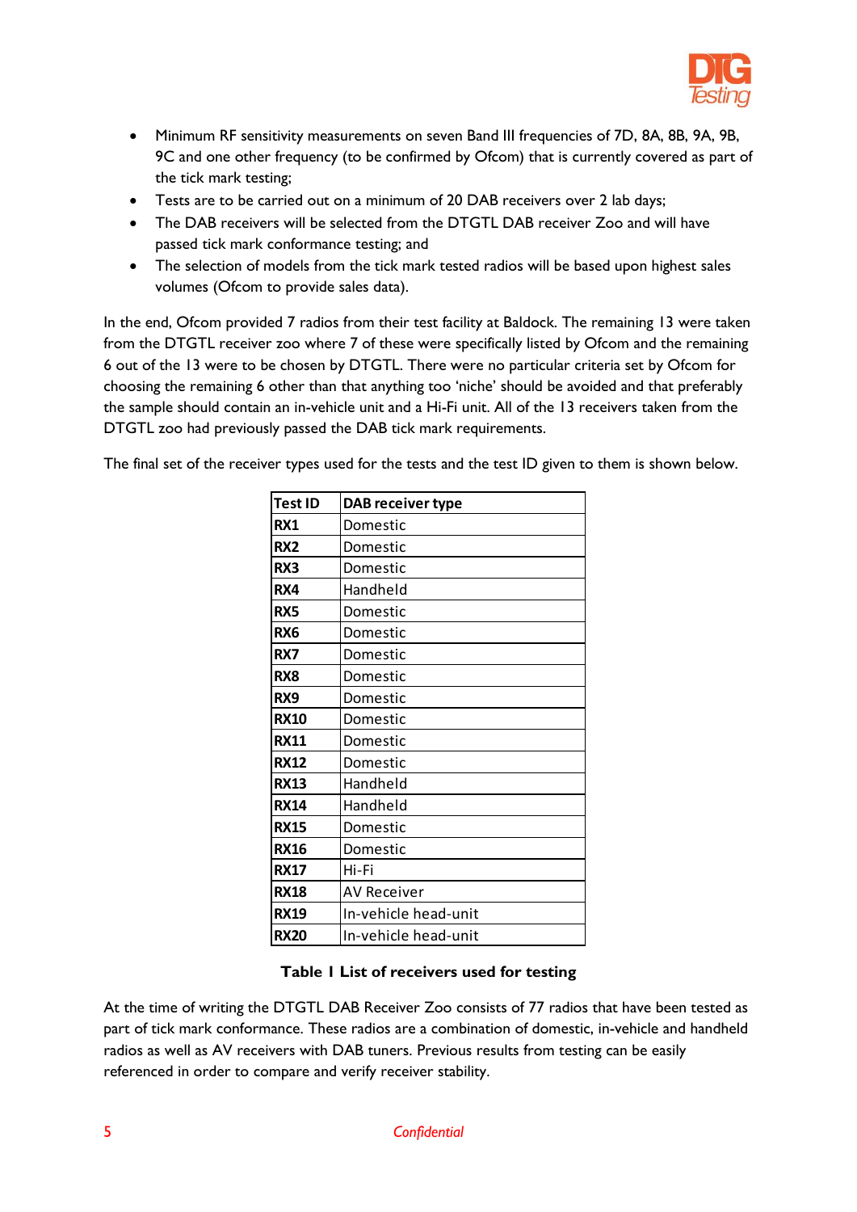- Minimum RF sensitivity measurements on seven Band III frequencies of 7D, 8A, 8B, 9A, 9B, 9C and one other frequency (to be confirmed by Ofcom) that is currently covered as part of the tick mark testing;
- Tests are to be carried out on a minimum of 20 DAB receivers over 2 lab days;
- The DAB receivers will be selected from the DTGTL DAB receiver Zoo and will have passed tick mark conformance testing; and
- The selection of models from the tick mark tested radios will be based upon highest sales volumes (Ofcom to provide sales data).

In the end, Ofcom provided 7 radios from their test facility at Baldock. The remaining 13 were taken from the DTGTL receiver zoo where 7 of these were specifically listed by Ofcom and the remaining 6 out of the 13 were to be chosen by DTGTL. There were no particular criteria set by Ofcom for choosing the remaining 6 other than that anything too 'niche' should be avoided and that preferably the sample should contain an in-vehicle unit and a Hi-Fi unit. All of the 13 receivers taken from the DTGTL zoo had previously passed the DAB tick mark requirements.

The final set of the receiver types used for the tests and the test ID given to them is shown below.

| Test ID | DAB receiver type |
|---|---|
| **RX1** | Domestic |
| **RX2** | Domestic |
| **RX3** | Domestic |
| **RX4** | Handheld |
| **RX5** | Domestic |
| **RX6** | Domestic |
| **RX7** | Domestic |
| **RX8** | Domestic |
| **RX9** | Domestic |
| **RX10** | Domestic |
| **RX11** | Domestic |
| **RX12** | Domestic |
| **RX13** | Handheld |
| **RX14** | Handheld |
| **RX15** | Domestic |
| **RX16** | Domestic |
| **RX17** | Hi-Fi |
| **RX18** | AV Receiver |
| **RX19** | In-vehicle head-unit |
| **RX20** | In-vehicle head-unit |

**Table 1 List of receivers used for testing**

At the time of writing the DTGTL DAB Receiver Zoo consists of 77 radios that have been tested as part of tick mark conformance. These radios are a combination of domestic, in-vehicle and handheld radios as well as AV receivers with DAB tuners. Previous results from testing can be easily referenced in order to compare and verify receiver stability.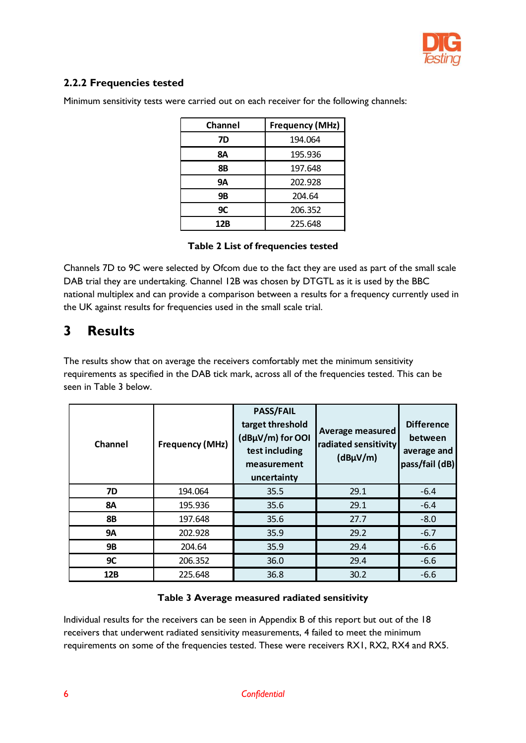### 2.2.2 Frequencies tested

Minimum sensitivity tests were carried out on each receiver for the following channels:

| Channel | Frequency (MHz) |
|---|---|
| **7D** | 194.064 |
| **8A** | 195.936 |
| **8B** | 197.648 |
| **9A** | 202.928 |
| **9B** | 204.64 |
| **9C** | 206.352 |
| **12B** | 225.648 |

**Table 2 List of frequencies tested**

Channels 7D to 9C were selected by Ofcom due to the fact they are used as part of the small scale DAB trial they are undertaking. Channel 12B was chosen by DTGTL as it is used by the BBC national multiplex and can provide a comparison between a results for a frequency currently used in the UK against results for frequencies used in the small scale trial.

# 3 Results

The results show that on average the receivers comfortably met the minimum sensitivity requirements as specified in the DAB tick mark, across all of the frequencies tested. This can be seen in Table 3 below.

| Channel | Frequency (MHz) | PASS/FAIL target threshold (dBµV/m) for OOI test including measurement uncertainty | Average measured radiated sensitivity (dBµV/m) | Difference between average and pass/fail (dB) |
|---|---|---|---|---|
| **7D** | 194.064 | 35.5 | 29.1 | -6.4 |
| **8A** | 195.936 | 35.6 | 29.1 | -6.4 |
| **8B** | 197.648 | 35.6 | 27.7 | -8.0 |
| **9A** | 202.928 | 35.9 | 29.2 | -6.7 |
| **9B** | 204.64 | 35.9 | 29.4 | -6.6 |
| **9C** | 206.352 | 36.0 | 29.4 | -6.6 |
| **12B** | 225.648 | 36.8 | 30.2 | -6.6 |

**Table 3 Average measured radiated sensitivity**

Individual results for the receivers can be seen in Appendix B of this report but out of the 18 receivers that underwent radiated sensitivity measurements, 4 failed to meet the minimum requirements on some of the frequencies tested. These were receivers RX1, RX2, RX4 and RX5.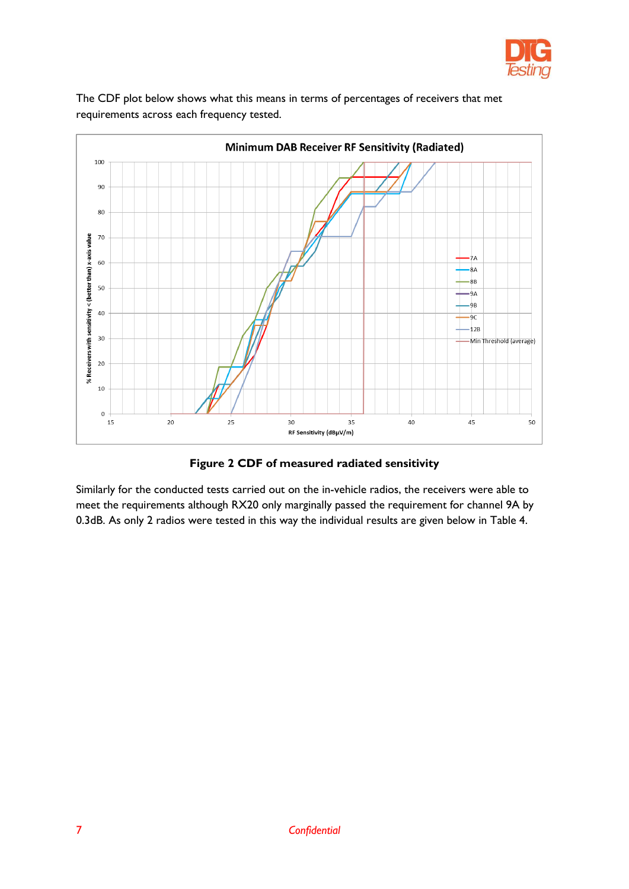The CDF plot below shows what this means in terms of percentages of receivers that met requirements across each frequency tested.

**Figure 2 CDF of measured radiated sensitivity**

Similarly for the conducted tests carried out on the in-vehicle radios, the receivers were able to meet the requirements although RX20 only marginally passed the requirement for channel 9A by 0.3dB. As only 2 radios were tested in this way the individual results are given below in Table 4.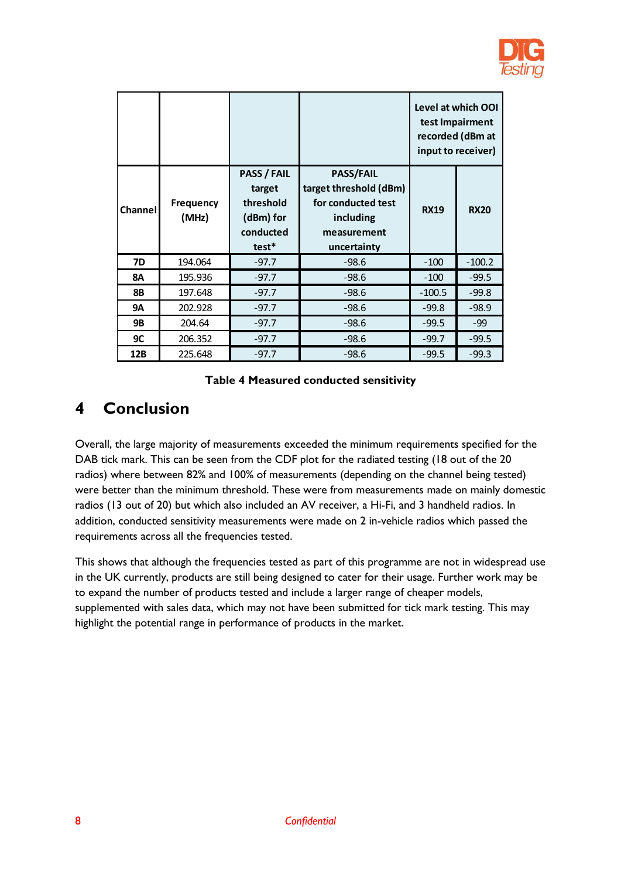| | | | | Level at which OOI test Impairment recorded (dBm at input to receiver) | |
|---|---|---|---|---|---|
| Channel | Frequency (MHz) | PASS / FAIL target threshold (dBm) for conducted test* | PASS/FAIL target threshold (dBm) for conducted test including measurement uncertainty | RX19 | RX20 |
| **7D** | 194.064 | -97.7 | -98.6 | -100 | -100.2 |
| **8A** | 195.936 | -97.7 | -98.6 | -100 | -99.5 |
| **8B** | 197.648 | -97.7 | -98.6 | -100.5 | -99.8 |
| **9A** | 202.928 | -97.7 | -98.6 | -99.8 | -98.9 |
| **9B** | 204.64 | -97.7 | -98.6 | -99.5 | -99 |
| **9C** | 206.352 | -97.7 | -98.6 | -99.7 | -99.5 |
| **12B** | 225.648 | -97.7 | -98.6 | -99.5 | -99.3 |

**Table 4 Measured conducted sensitivity**

# 4 Conclusion

Overall, the large majority of measurements exceeded the minimum requirements specified for the DAB tick mark. This can be seen from the CDF plot for the radiated testing (18 out of the 20 radios) where between 82% and 100% of measurements (depending on the channel being tested) were better than the minimum threshold. These were from measurements made on mainly domestic radios (13 out of 20) but which also included an AV receiver, a Hi-Fi, and 3 handheld radios. In addition, conducted sensitivity measurements were made on 2 in-vehicle radios which passed the requirements across all the frequencies tested.

This shows that although the frequencies tested as part of this programme are not in widespread use in the UK currently, products are still being designed to cater for their usage. Further work may be to expand the number of products tested and include a larger range of cheaper models, supplemented with sales data, which may not have been submitted for tick mark testing. This may highlight the potential range in performance of products in the market.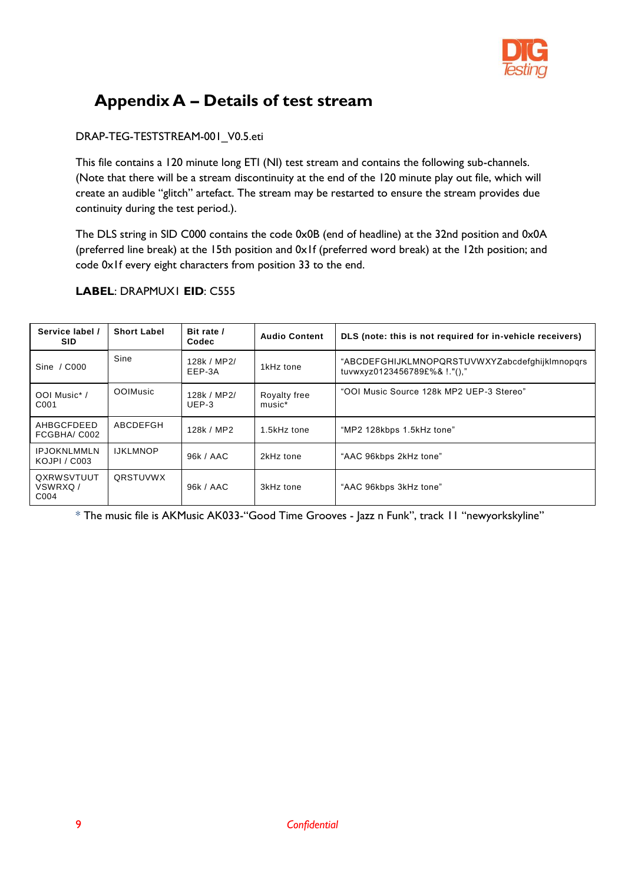# Appendix A – Details of test stream

DRAP-TEG-TESTSTREAM-001_V0.5.eti

This file contains a 120 minute long ETI (NI) test stream and contains the following sub-channels. (Note that there will be a stream discontinuity at the end of the 120 minute play out file, which will create an audible "glitch" artefact. The stream may be restarted to ensure the stream provides due continuity during the test period.).

The DLS string in SID C000 contains the code 0x0B (end of headline) at the 32nd position and 0x0A (preferred line break) at the 15th position and 0x1f (preferred word break) at the 12th position; and code 0x1f every eight characters from position 33 to the end.

**LABEL**: DRAPMUX1 **EID**: C555

| Service label / SID | Short Label | Bit rate / Codec | Audio Content | DLS (note: this is not required for in-vehicle receivers) |
|---|---|---|---|---|
| Sine / C000 | Sine | 128k / MP2/ EEP-3A | 1kHz tone | "ABCDEFGHIJKLMNOPQRSTUVWXYZabcdefghijklmnopqrs tuvwxyz0123456789£%& !."()," |
| OOI Music* / C001 | OOIMusic | 128k / MP2/ UEP-3 | Royalty free music* | "OOI Music Source 128k MP2 UEP-3 Stereo" |
| AHBGCFDEED FCGBHA/ C002 | ABCDEFGH | 128k / MP2 | 1.5kHz tone | "MP2 128kbps 1.5kHz tone" |
| IPJOKNLMMLN KOJPI / C003 | IJKLMNOP | 96k / AAC | 2kHz tone | "AAC 96kbps 2kHz tone" |
| QXRWSVTUUT VSWRXQ / C004 | QRSTUVWX | 96k / AAC | 3kHz tone | "AAC 96kbps 3kHz tone" |

* The music file is AKMusic AK033-"Good Time Grooves - Jazz n Funk", track 11 "newyorkskyline"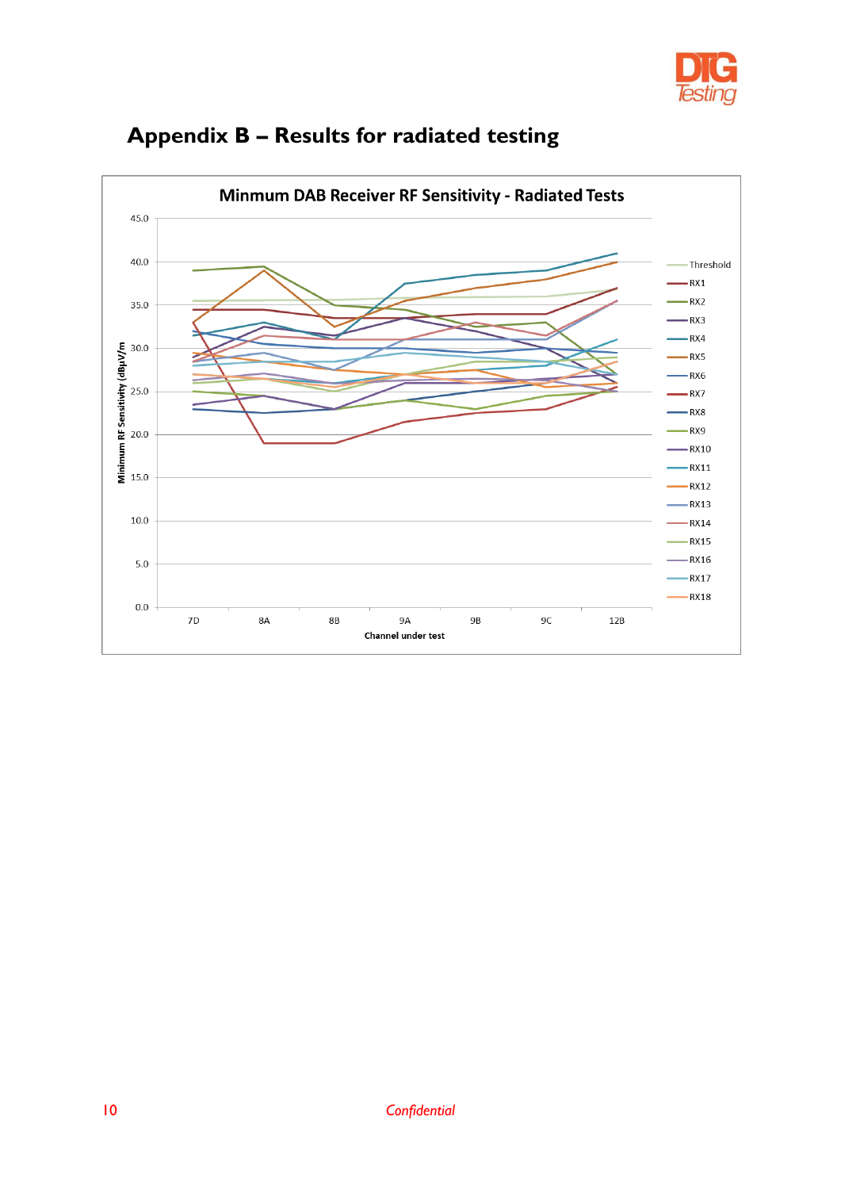# Appendix B – Results for radiated testing

Minmum DAB Receiver RF Sensitivity - Radiated Tests

Minimum RF Sensitivity (dBµV/m)

45.0
40.0
35.0
30.0
25.0
20.0
15.0
10.0
5.0
0.0

7D
8A
8B
9A
9B
9C
12B

Channel under test

Threshold
RX1
RX2
RX3
RX4
RX5
RX6
RX7
RX8
RX9
RX10
RX11
RX12
RX13
RX14
RX15
RX16
RX17
RX18

*Confidential*